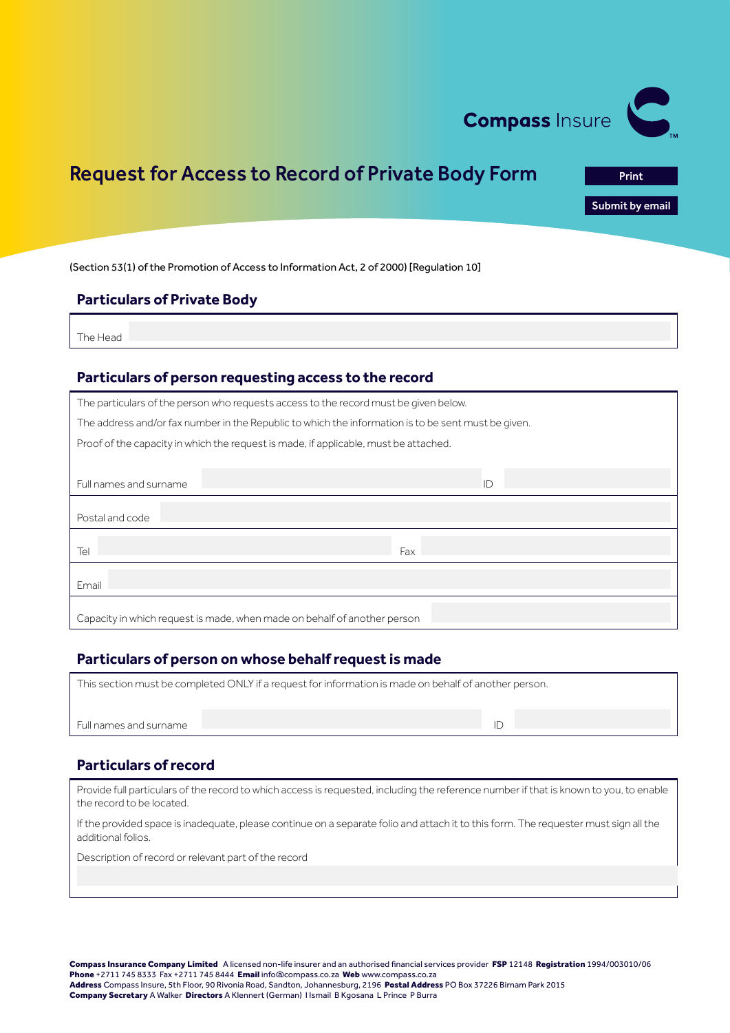Compass Insure

# Request for Access to Record of Private Body Form

Print

Submit by email

(Section 53(1) of the Promotion of Access to Information Act, 2 of 2000) [Regulation 10]

## Particulars of Private Body

The Head

## Particulars of person requesting access to the record

The particulars of the person who requests access to the record must be given below.

The address and/or fax number in the Republic to which the information is to be sent must be given.

Proof of the capacity in which the request is made, if applicable, must be attached.

Full names and surname | ID

Postal and code

Tel | Fax

Email

Capacity in which request is made, when made on behalf of another person

## Particulars of person on whose behalf request is made

This section must be completed ONLY if a request for information is made on behalf of another person.

Full names and surname | ID

## Particulars of record

Provide full particulars of the record to which access is requested, including the reference number if that is known to you, to enable the record to be located.

If the provided space is inadequate, please continue on a separate folio and attach it to this form. The requester must sign all the additional folios.

Description of record or relevant part of the record

**Compass Insurance Company Limited** A licensed non-life insurer and an authorised financial services provider **FSP** 12148 **Registration** 1994/003010/06
**Phone** +2711 745 8333 Fax +2711 745 8444 **Email** info@compass.co.za **Web** www.compass.co.za
**Address** Compass Insure, 5th Floor, 90 Rivonia Road, Sandton, Johannesburg, 2196 **Postal Address** PO Box 37226 Birnam Park 2015
**Company Secretary** A Walker **Directors** A Klennert (German) I Ismail B Kgosana L Prince P Burra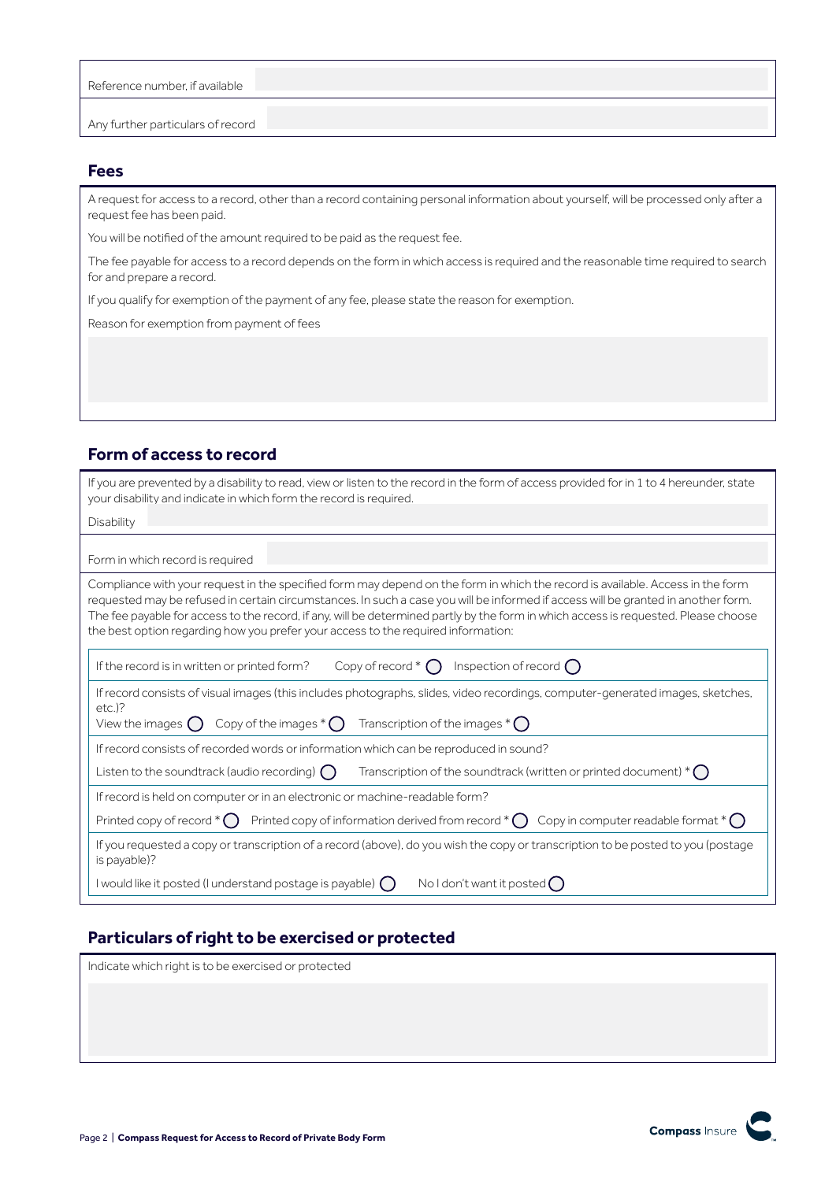| | |
|---|---|
| Reference number, if available | |
| Any further particulars of record | |

## Fees

A request for access to a record, other than a record containing personal information about yourself, will be processed only after a request fee has been paid.

You will be notified of the amount required to be paid as the request fee.

The fee payable for access to a record depends on the form in which access is required and the reasonable time required to search for and prepare a record.

If you qualify for exemption of the payment of any fee, please state the reason for exemption.

Reason for exemption from payment of fees

## Form of access to record

If you are prevented by a disability to read, view or listen to the record in the form of access provided for in 1 to 4 hereunder, state your disability and indicate in which form the record is required.

| | |
|---|---|
| Disability | |
| Form in which record is required | |

Compliance with your request in the specified form may depend on the form in which the record is available. Access in the form requested may be refused in certain circumstances. In such a case you will be informed if access will be granted in another form. The fee payable for access to the record, if any, will be determined partly by the form in which access is requested. Please choose the best option regarding how you prefer your access to the required information:

If the record is in written or printed form? Copy of record * ◯ Inspection of record ◯

If record consists of visual images (this includes photographs, slides, video recordings, computer-generated images, sketches, etc.)?
View the images ◯ Copy of the images * ◯ Transcription of the images * ◯

If record consists of recorded words or information which can be reproduced in sound?

Listen to the soundtrack (audio recording) ◯ Transcription of the soundtrack (written or printed document) * ◯

If record is held on computer or in an electronic or machine-readable form?

Printed copy of record * ◯ Printed copy of information derived from record * ◯ Copy in computer readable format * ◯

If you requested a copy or transcription of a record (above), do you wish the copy or transcription to be posted to you (postage is payable)?

I would like it posted (I understand postage is payable) ◯ No I don't want it posted ◯

## Particulars of right to be exercised or protected

Indicate which right is to be exercised or protected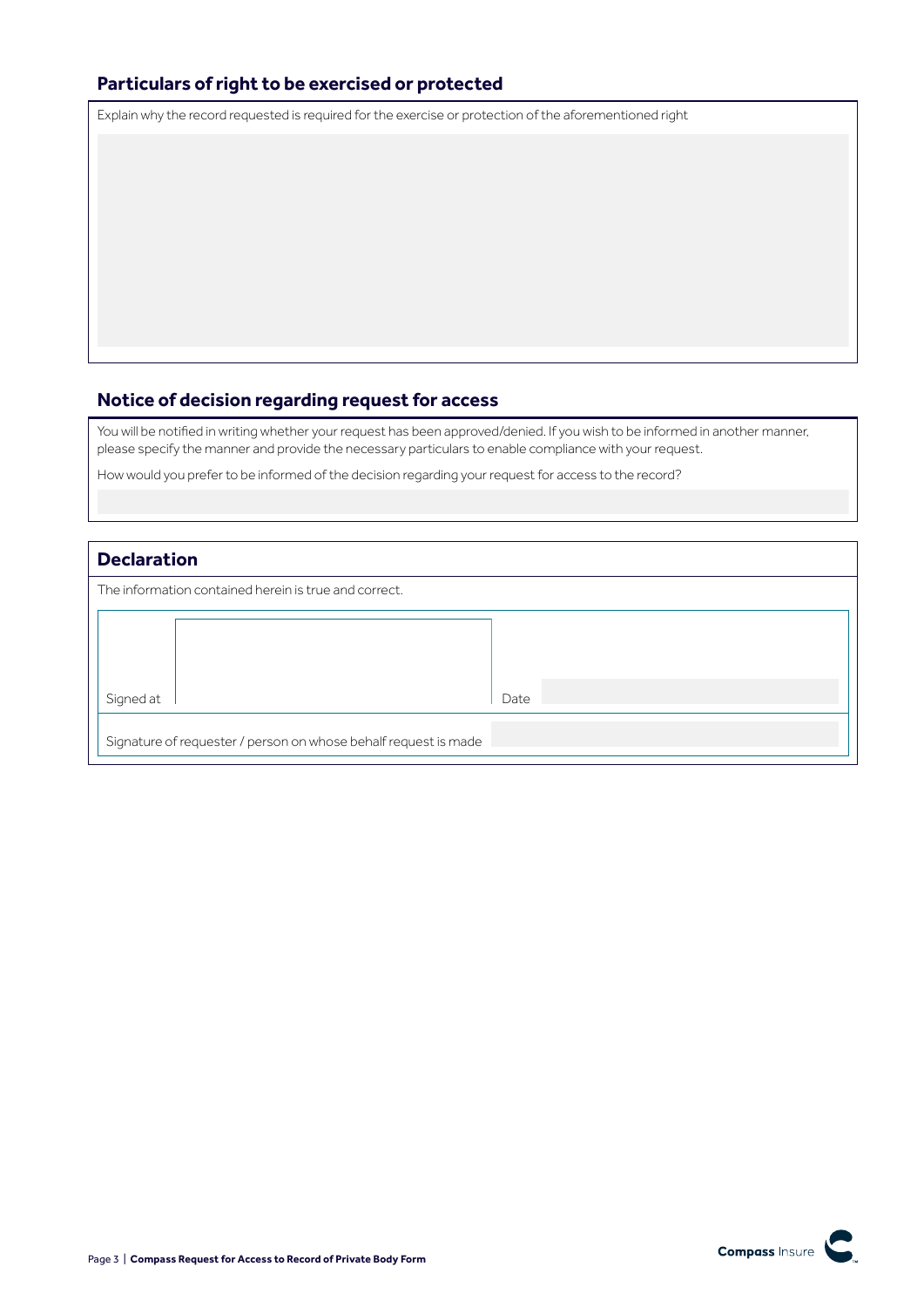## Particulars of right to be exercised or protected

Explain why the record requested is required for the exercise or protection of the aforementioned right

## Notice of decision regarding request for access

You will be notified in writing whether your request has been approved/denied. If you wish to be informed in another manner, please specify the manner and provide the necessary particulars to enable compliance with your request.

How would you prefer to be informed of the decision regarding your request for access to the record?

## Declaration

The information contained herein is true and correct.

| | | | |
|---|---|---|---|
| Signed at | | Date | |
| Signature of requester / person on whose behalf request is made | | | |